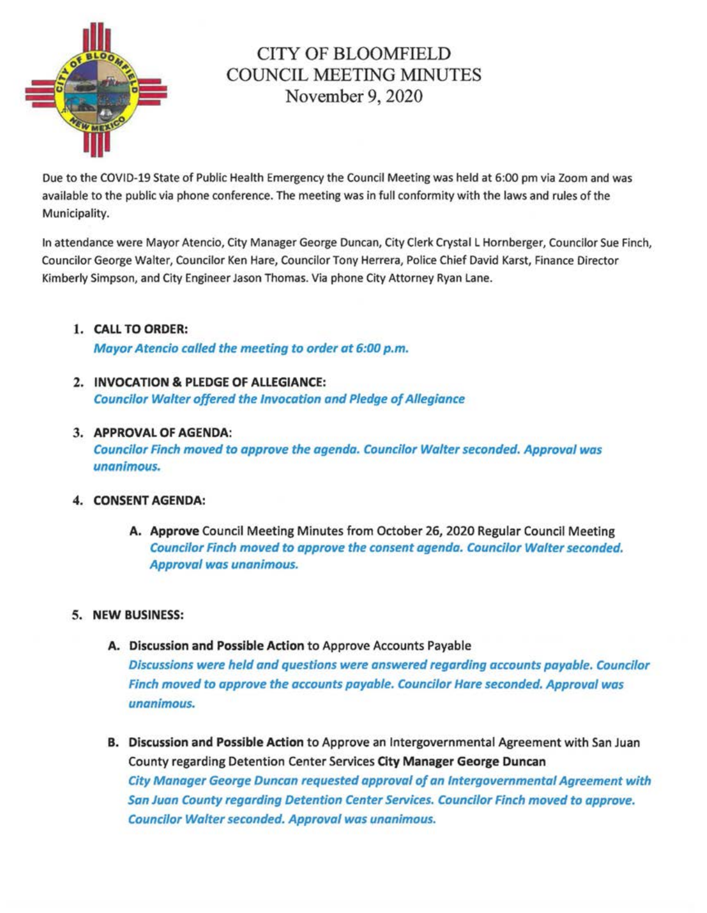# CITY OF BLOOMFIELD
## COUNCIL MEETING MINUTES
### November 9, 2020

Due to the COVID-19 State of Public Health Emergency the Council Meeting was held at 6:00 pm via Zoom and was available to the public via phone conference. The meeting was in full conformity with the laws and rules of the Municipality.

In attendance were Mayor Atencio, City Manager George Duncan, City Clerk Crystal L Hornberger, Councilor Sue Finch, Councilor George Walter, Councilor Ken Hare, Councilor Tony Herrera, Police Chief David Karst, Finance Director Kimberly Simpson, and City Engineer Jason Thomas. Via phone City Attorney Ryan Lane.

1. **CALL TO ORDER:**
   ***Mayor Atencio called the meeting to order at 6:00 p.m.***

2. **INVOCATION & PLEDGE OF ALLEGIANCE:**
   ***Councilor Walter offered the Invocation and Pledge of Allegiance***

3. **APPROVAL OF AGENDA:**
   ***Councilor Finch moved to approve the agenda. Councilor Walter seconded. Approval was unanimous.***

4. **CONSENT AGENDA:**

   A. **Approve** Council Meeting Minutes from October 26, 2020 Regular Council Meeting
   ***Councilor Finch moved to approve the consent agenda. Councilor Walter seconded. Approval was unanimous.***

5. **NEW BUSINESS:**

   A. **Discussion and Possible Action** to Approve Accounts Payable
   ***Discussions were held and questions were answered regarding accounts payable. Councilor Finch moved to approve the accounts payable. Councilor Hare seconded. Approval was unanimous.***

   B. **Discussion and Possible Action** to Approve an Intergovernmental Agreement with San Juan County regarding Detention Center Services **City Manager George Duncan**
   ***City Manager George Duncan requested approval of an Intergovernmental Agreement with San Juan County regarding Detention Center Services. Councilor Finch moved to approve. Councilor Walter seconded. Approval was unanimous.***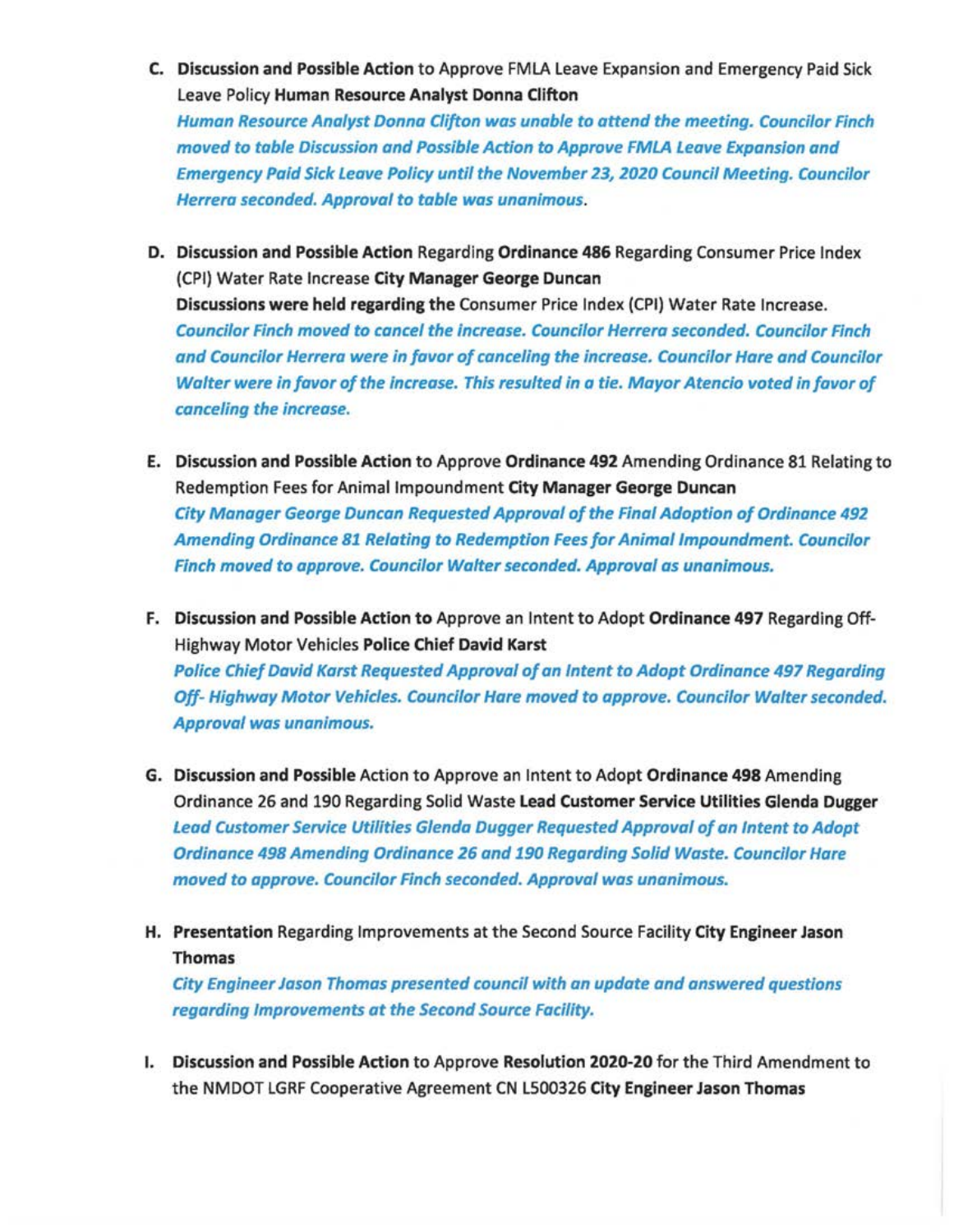C. **Discussion and Possible Action** to Approve FMLA Leave Expansion and Emergency Paid Sick Leave Policy **Human Resource Analyst Donna Clifton**
   *Human Resource Analyst Donna Clifton was unable to attend the meeting. Councilor Finch moved to table Discussion and Possible Action to Approve FMLA Leave Expansion and Emergency Paid Sick Leave Policy until the November 23, 2020 Council Meeting. Councilor Herrera seconded. Approval to table was unanimous.*

D. **Discussion and Possible Action** Regarding **Ordinance 486** Regarding Consumer Price Index (CPI) Water Rate Increase **City Manager George Duncan**
   **Discussions were held regarding the** Consumer Price Index (CPI) Water Rate Increase.
   *Councilor Finch moved to cancel the increase. Councilor Herrera seconded. Councilor Finch and Councilor Herrera were in favor of canceling the increase. Councilor Hare and Councilor Walter were in favor of the increase. This resulted in a tie. Mayor Atencio voted in favor of canceling the increase.*

E. **Discussion and Possible Action** to Approve **Ordinance 492** Amending Ordinance 81 Relating to Redemption Fees for Animal Impoundment **City Manager George Duncan**
   *City Manager George Duncan Requested Approval of the Final Adoption of Ordinance 492 Amending Ordinance 81 Relating to Redemption Fees for Animal Impoundment. Councilor Finch moved to approve. Councilor Walter seconded. Approval as unanimous.*

F. **Discussion and Possible Action to** Approve an Intent to Adopt **Ordinance 497** Regarding Off-Highway Motor Vehicles **Police Chief David Karst**
   *Police Chief David Karst Requested Approval of an Intent to Adopt Ordinance 497 Regarding Off- Highway Motor Vehicles. Councilor Hare moved to approve. Councilor Walter seconded. Approval was unanimous.*

G. **Discussion and Possible** Action to Approve an Intent to Adopt **Ordinance 498** Amending Ordinance 26 and 190 Regarding Solid Waste **Lead Customer Service Utilities Glenda Dugger**
   *Lead Customer Service Utilities Glenda Dugger Requested Approval of an Intent to Adopt Ordinance 498 Amending Ordinance 26 and 190 Regarding Solid Waste. Councilor Hare moved to approve. Councilor Finch seconded. Approval was unanimous.*

H. **Presentation** Regarding Improvements at the Second Source Facility **City Engineer Jason Thomas**
   *City Engineer Jason Thomas presented council with an update and answered questions regarding Improvements at the Second Source Facility.*

I. **Discussion and Possible Action** to Approve **Resolution 2020-20** for the Third Amendment to the NMDOT LGRF Cooperative Agreement CN L500326 **City Engineer Jason Thomas**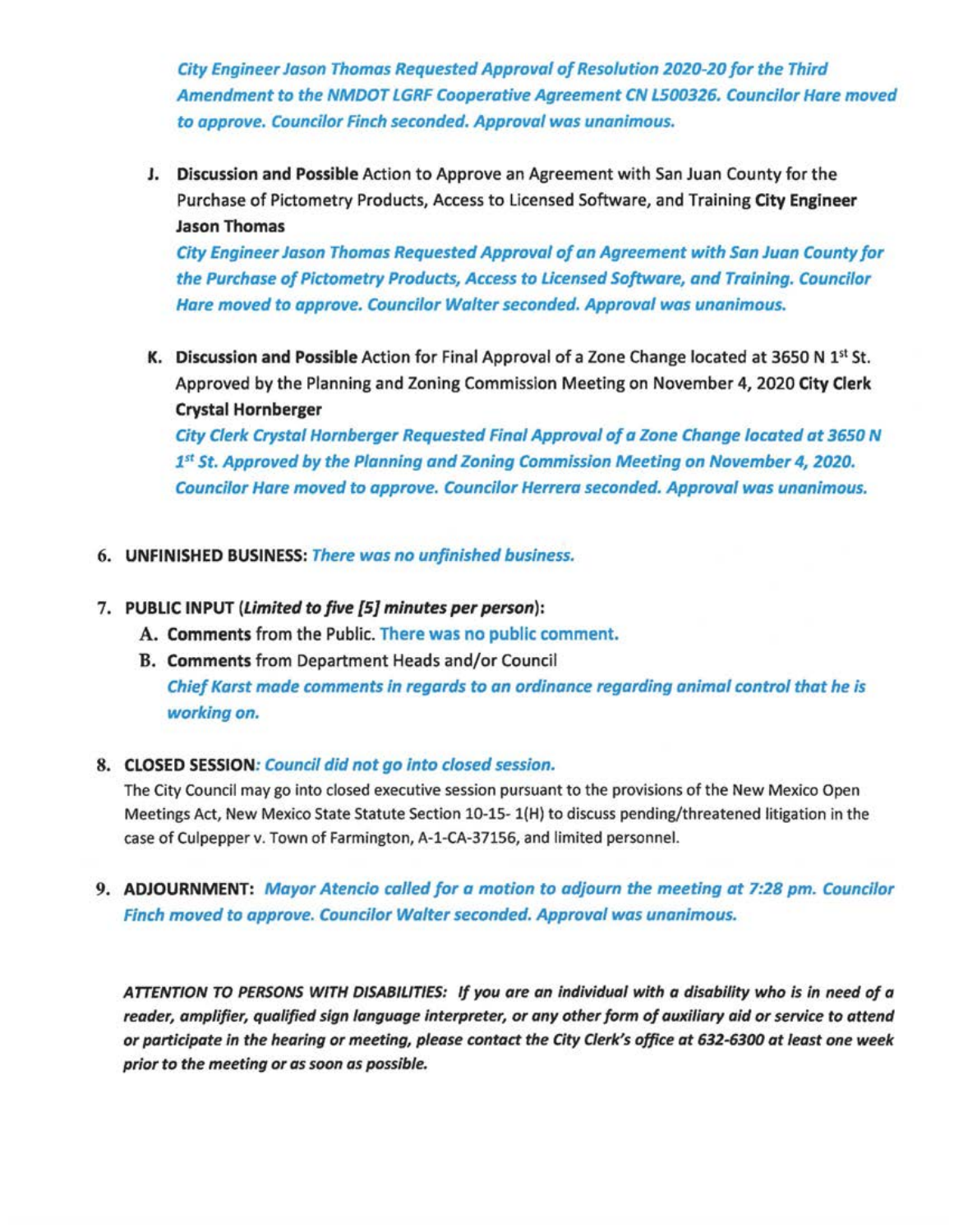*City Engineer Jason Thomas Requested Approval of Resolution 2020-20 for the Third Amendment to the NMDOT LGRF Cooperative Agreement CN L500326. Councilor Hare moved to approve. Councilor Finch seconded. Approval was unanimous.*

J. **Discussion and Possible** Action to Approve an Agreement with San Juan County for the Purchase of Pictometry Products, Access to Licensed Software, and Training **City Engineer Jason Thomas**

*City Engineer Jason Thomas Requested Approval of an Agreement with San Juan County for the Purchase of Pictometry Products, Access to Licensed Software, and Training. Councilor Hare moved to approve. Councilor Walter seconded. Approval was unanimous.*

K. **Discussion and Possible** Action for Final Approval of a Zone Change located at 3650 N 1st St. Approved by the Planning and Zoning Commission Meeting on November 4, 2020 **City Clerk Crystal Hornberger**

*City Clerk Crystal Hornberger Requested Final Approval of a Zone Change located at 3650 N 1st St. Approved by the Planning and Zoning Commission Meeting on November 4, 2020. Councilor Hare moved to approve. Councilor Herrera seconded. Approval was unanimous.*

6. **UNFINISHED BUSINESS:** *There was no unfinished business.*

7. **PUBLIC INPUT** (***Limited to five [5] minutes per person***):
   - A. **Comments** from the Public. There was no public comment.
   - B. **Comments** from Department Heads and/or Council

     *Chief Karst made comments in regards to an ordinance regarding animal control that he is working on.*

8. **CLOSED SESSION**: *Council did not go into closed session.*

   The City Council may go into closed executive session pursuant to the provisions of the New Mexico Open Meetings Act, New Mexico State Statute Section 10-15- 1(H) to discuss pending/threatened litigation in the case of Culpepper v. Town of Farmington, A-1-CA-37156, and limited personnel.

9. **ADJOURNMENT:** *Mayor Atencio called for a motion to adjourn the meeting at 7:28 pm. Councilor Finch moved to approve. Councilor Walter seconded. Approval was unanimous.*

***ATTENTION TO PERSONS WITH DISABILITIES: If you are an individual with a disability who is in need of a reader, amplifier, qualified sign language interpreter, or any other form of auxiliary aid or service to attend or participate in the hearing or meeting, please contact the City Clerk's office at 632-6300 at least one week prior to the meeting or as soon as possible.***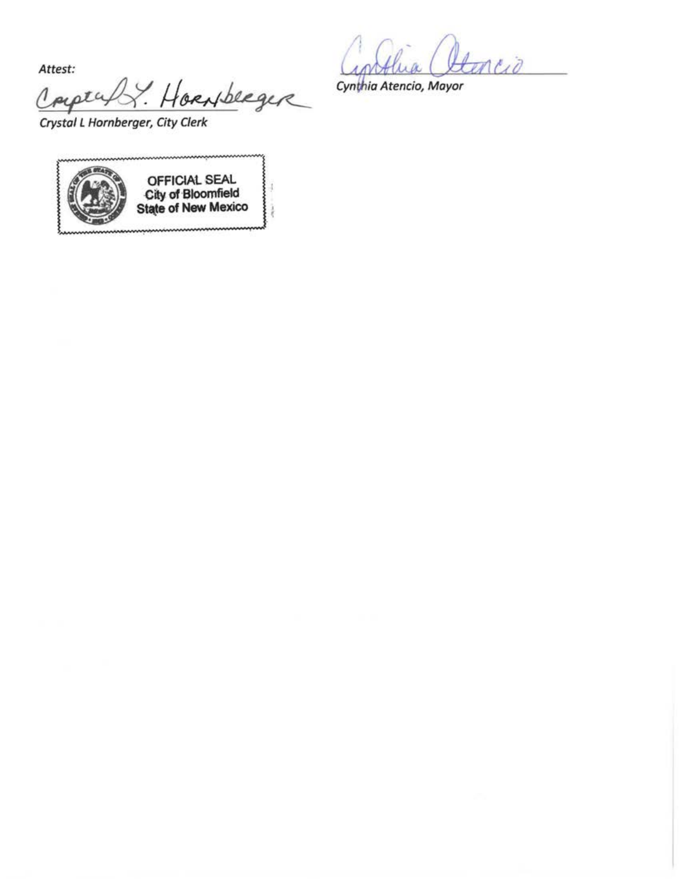*Attest:*

*Crystal L Hornberger, City Clerk*

*Cynthia Atencio, Mayor*

OFFICIAL SEAL
City of Bloomfield
State of New Mexico